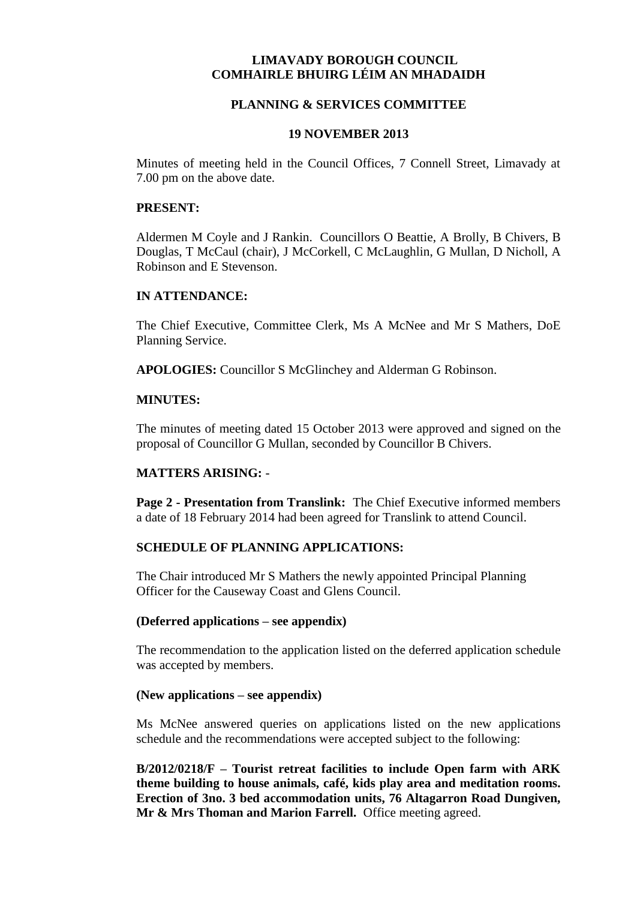# LIMAVADY BOROUGH COUNCIL
# COMHAIRLE BHUIRG LÉIM AN MHADAIDH

## PLANNING & SERVICES COMMITTEE

## 19 NOVEMBER 2013

Minutes of meeting held in the Council Offices, 7 Connell Street, Limavady at 7.00 pm on the above date.

**PRESENT:**

Aldermen M Coyle and J Rankin. Councillors O Beattie, A Brolly, B Chivers, B Douglas, T McCaul (chair), J McCorkell, C McLaughlin, G Mullan, D Nicholl, A Robinson and E Stevenson.

**IN ATTENDANCE:**

The Chief Executive, Committee Clerk, Ms A McNee and Mr S Mathers, DoE Planning Service.

**APOLOGIES:** Councillor S McGlinchey and Alderman G Robinson.

**MINUTES:**

The minutes of meeting dated 15 October 2013 were approved and signed on the proposal of Councillor G Mullan, seconded by Councillor B Chivers.

**MATTERS ARISING:** -

**Page 2 - Presentation from Translink:** The Chief Executive informed members a date of 18 February 2014 had been agreed for Translink to attend Council.

**SCHEDULE OF PLANNING APPLICATIONS:**

The Chair introduced Mr S Mathers the newly appointed Principal Planning Officer for the Causeway Coast and Glens Council.

**(Deferred applications – see appendix)**

The recommendation to the application listed on the deferred application schedule was accepted by members.

**(New applications – see appendix)**

Ms McNee answered queries on applications listed on the new applications schedule and the recommendations were accepted subject to the following:

**B/2012/0218/F – Tourist retreat facilities to include Open farm with ARK theme building to house animals, café, kids play area and meditation rooms. Erection of 3no. 3 bed accommodation units, 76 Altagarron Road Dungiven, Mr & Mrs Thoman and Marion Farrell.** Office meeting agreed.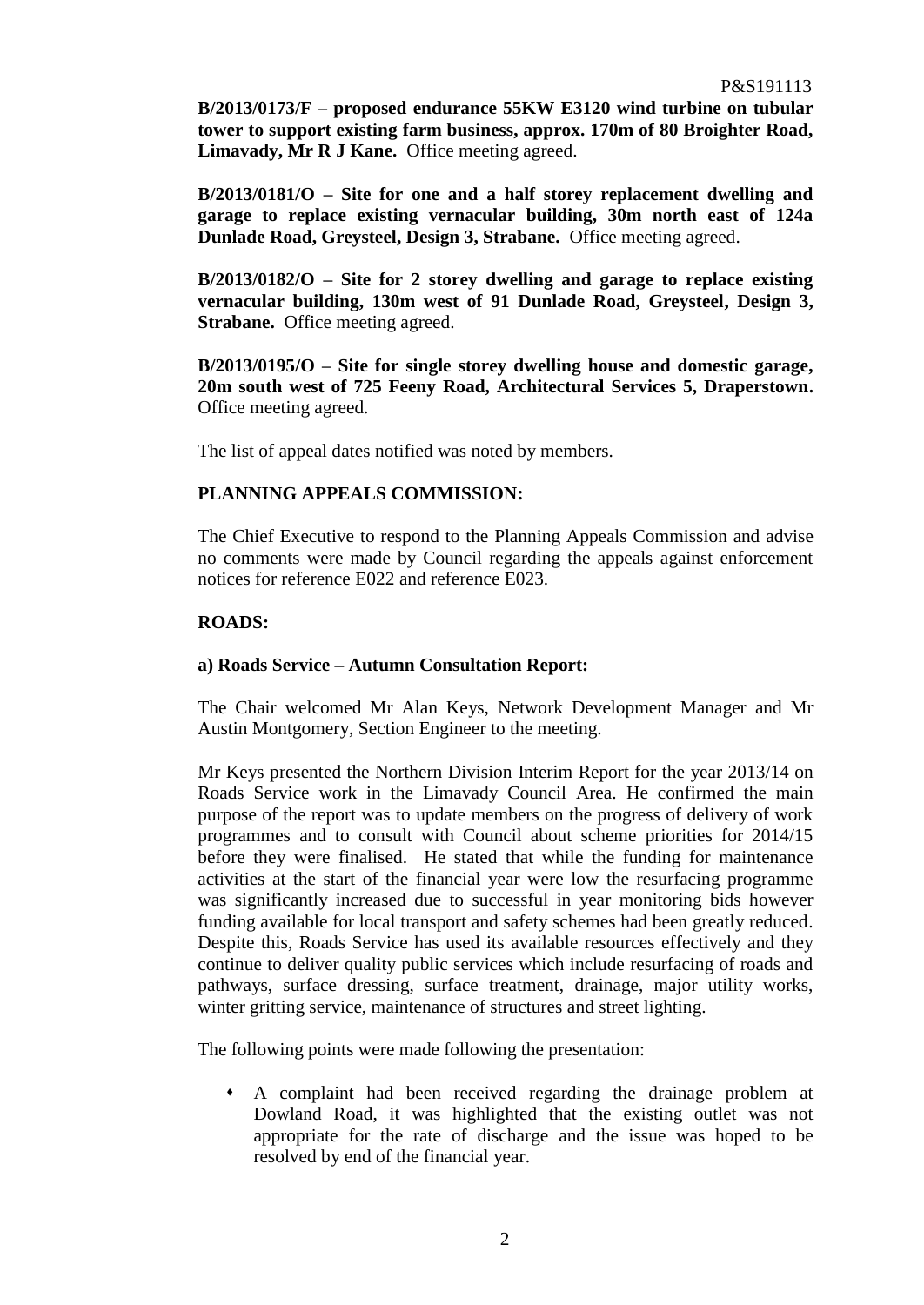**B/2013/0173/F – proposed endurance 55KW E3120 wind turbine on tubular tower to support existing farm business, approx. 170m of 80 Broighter Road, Limavady, Mr R J Kane.** Office meeting agreed.

**B/2013/0181/O – Site for one and a half storey replacement dwelling and garage to replace existing vernacular building, 30m north east of 124a Dunlade Road, Greysteel, Design 3, Strabane.** Office meeting agreed.

**B/2013/0182/O – Site for 2 storey dwelling and garage to replace existing vernacular building, 130m west of 91 Dunlade Road, Greysteel, Design 3, Strabane.** Office meeting agreed.

**B/2013/0195/O – Site for single storey dwelling house and domestic garage, 20m south west of 725 Feeny Road, Architectural Services 5, Draperstown.** Office meeting agreed.

The list of appeal dates notified was noted by members.

**PLANNING APPEALS COMMISSION:**

The Chief Executive to respond to the Planning Appeals Commission and advise no comments were made by Council regarding the appeals against enforcement notices for reference E022 and reference E023.

**ROADS:**

**a) Roads Service – Autumn Consultation Report:**

The Chair welcomed Mr Alan Keys, Network Development Manager and Mr Austin Montgomery, Section Engineer to the meeting.

Mr Keys presented the Northern Division Interim Report for the year 2013/14 on Roads Service work in the Limavady Council Area. He confirmed the main purpose of the report was to update members on the progress of delivery of work programmes and to consult with Council about scheme priorities for 2014/15 before they were finalised. He stated that while the funding for maintenance activities at the start of the financial year were low the resurfacing programme was significantly increased due to successful in year monitoring bids however funding available for local transport and safety schemes had been greatly reduced. Despite this, Roads Service has used its available resources effectively and they continue to deliver quality public services which include resurfacing of roads and pathways, surface dressing, surface treatment, drainage, major utility works, winter gritting service, maintenance of structures and street lighting.

The following points were made following the presentation:

- A complaint had been received regarding the drainage problem at Dowland Road, it was highlighted that the existing outlet was not appropriate for the rate of discharge and the issue was hoped to be resolved by end of the financial year.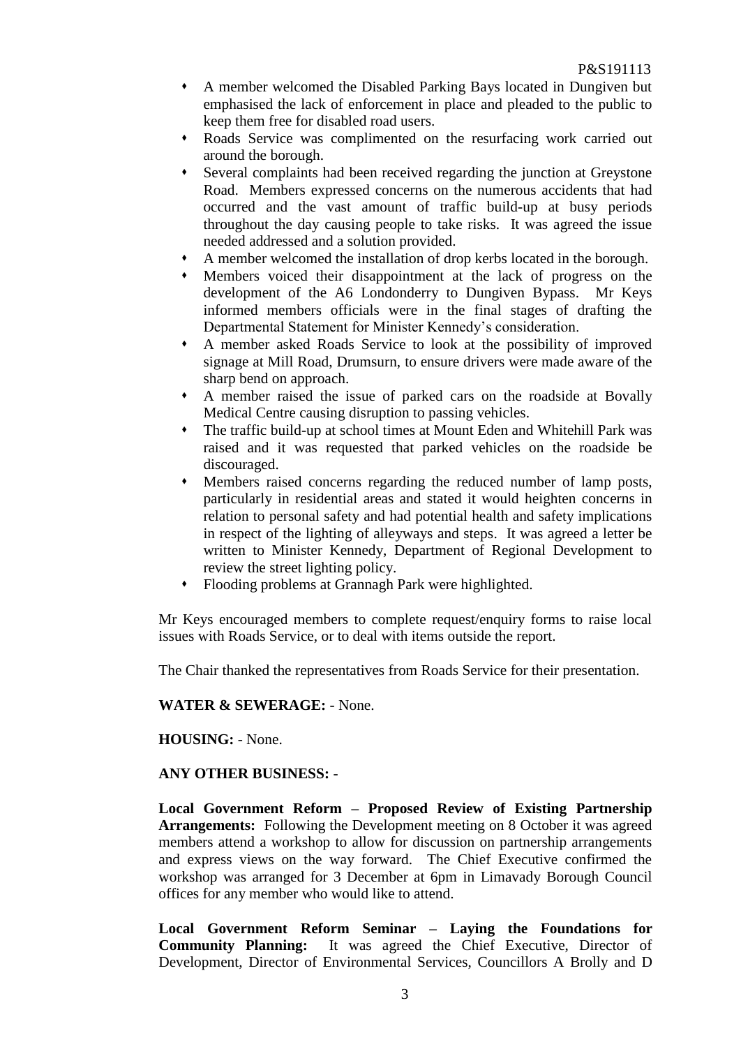- A member welcomed the Disabled Parking Bays located in Dungiven but emphasised the lack of enforcement in place and pleaded to the public to keep them free for disabled road users.
- Roads Service was complimented on the resurfacing work carried out around the borough.
- Several complaints had been received regarding the junction at Greystone Road. Members expressed concerns on the numerous accidents that had occurred and the vast amount of traffic build-up at busy periods throughout the day causing people to take risks. It was agreed the issue needed addressed and a solution provided.
- A member welcomed the installation of drop kerbs located in the borough.
- Members voiced their disappointment at the lack of progress on the development of the A6 Londonderry to Dungiven Bypass. Mr Keys informed members officials were in the final stages of drafting the Departmental Statement for Minister Kennedy's consideration.
- A member asked Roads Service to look at the possibility of improved signage at Mill Road, Drumsurn, to ensure drivers were made aware of the sharp bend on approach.
- A member raised the issue of parked cars on the roadside at Bovally Medical Centre causing disruption to passing vehicles.
- The traffic build-up at school times at Mount Eden and Whitehill Park was raised and it was requested that parked vehicles on the roadside be discouraged.
- Members raised concerns regarding the reduced number of lamp posts, particularly in residential areas and stated it would heighten concerns in relation to personal safety and had potential health and safety implications in respect of the lighting of alleyways and steps. It was agreed a letter be written to Minister Kennedy, Department of Regional Development to review the street lighting policy.
- Flooding problems at Grannagh Park were highlighted.

Mr Keys encouraged members to complete request/enquiry forms to raise local issues with Roads Service, or to deal with items outside the report.

The Chair thanked the representatives from Roads Service for their presentation.

**WATER & SEWERAGE:** - None.

**HOUSING:** - None.

**ANY OTHER BUSINESS:** -

**Local Government Reform – Proposed Review of Existing Partnership Arrangements:** Following the Development meeting on 8 October it was agreed members attend a workshop to allow for discussion on partnership arrangements and express views on the way forward. The Chief Executive confirmed the workshop was arranged for 3 December at 6pm in Limavady Borough Council offices for any member who would like to attend.

**Local Government Reform Seminar – Laying the Foundations for Community Planning:** It was agreed the Chief Executive, Director of Development, Director of Environmental Services, Councillors A Brolly and D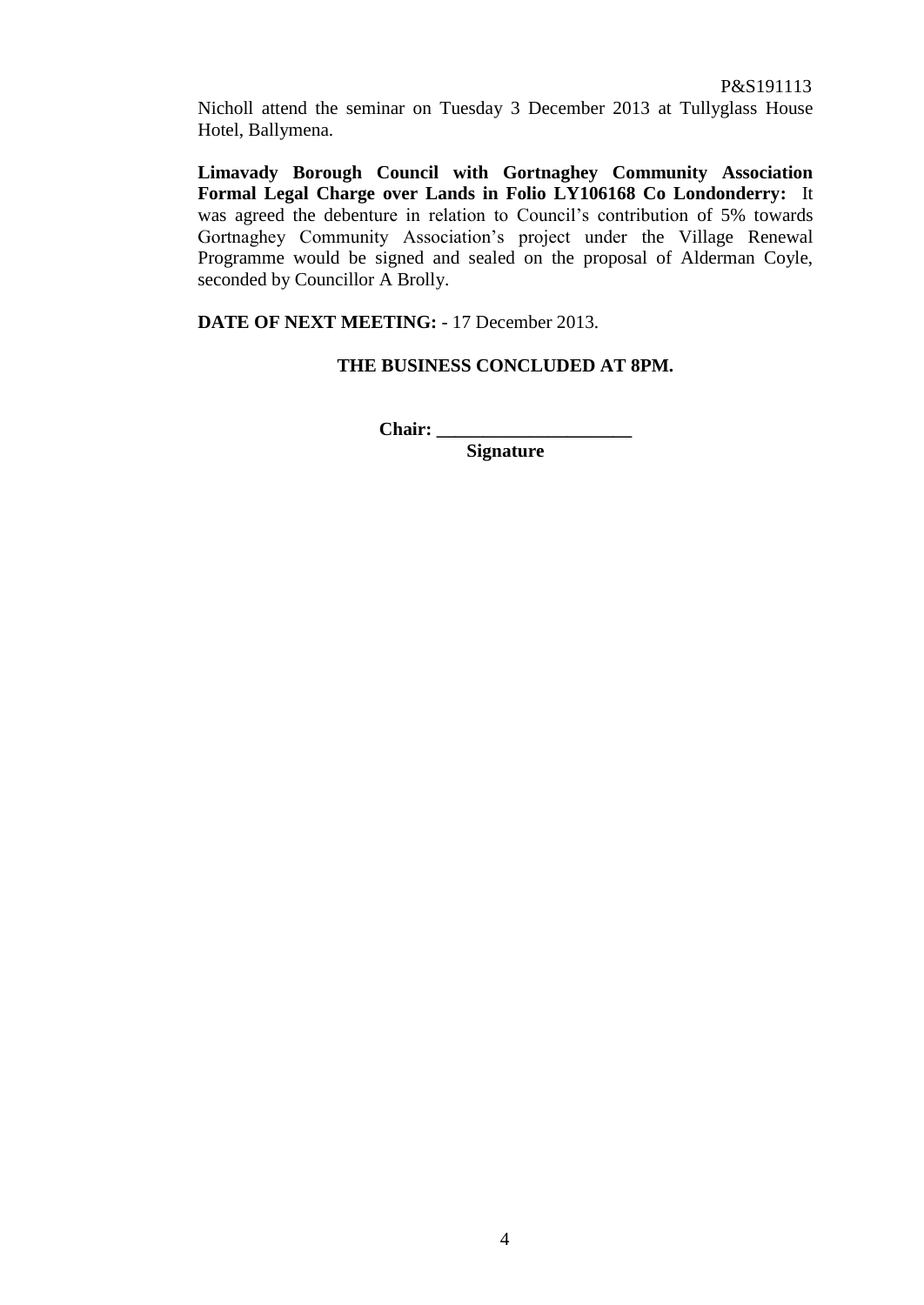Nicholl attend the seminar on Tuesday 3 December 2013 at Tullyglass House Hotel, Ballymena.

**Limavady Borough Council with Gortnaghey Community Association Formal Legal Charge over Lands in Folio LY106168 Co Londonderry:** It was agreed the debenture in relation to Council's contribution of 5% towards Gortnaghey Community Association's project under the Village Renewal Programme would be signed and sealed on the proposal of Alderman Coyle, seconded by Councillor A Brolly.

**DATE OF NEXT MEETING:** - 17 December 2013.

**THE BUSINESS CONCLUDED AT 8PM.**

**Chair: _____________________**
**Signature**